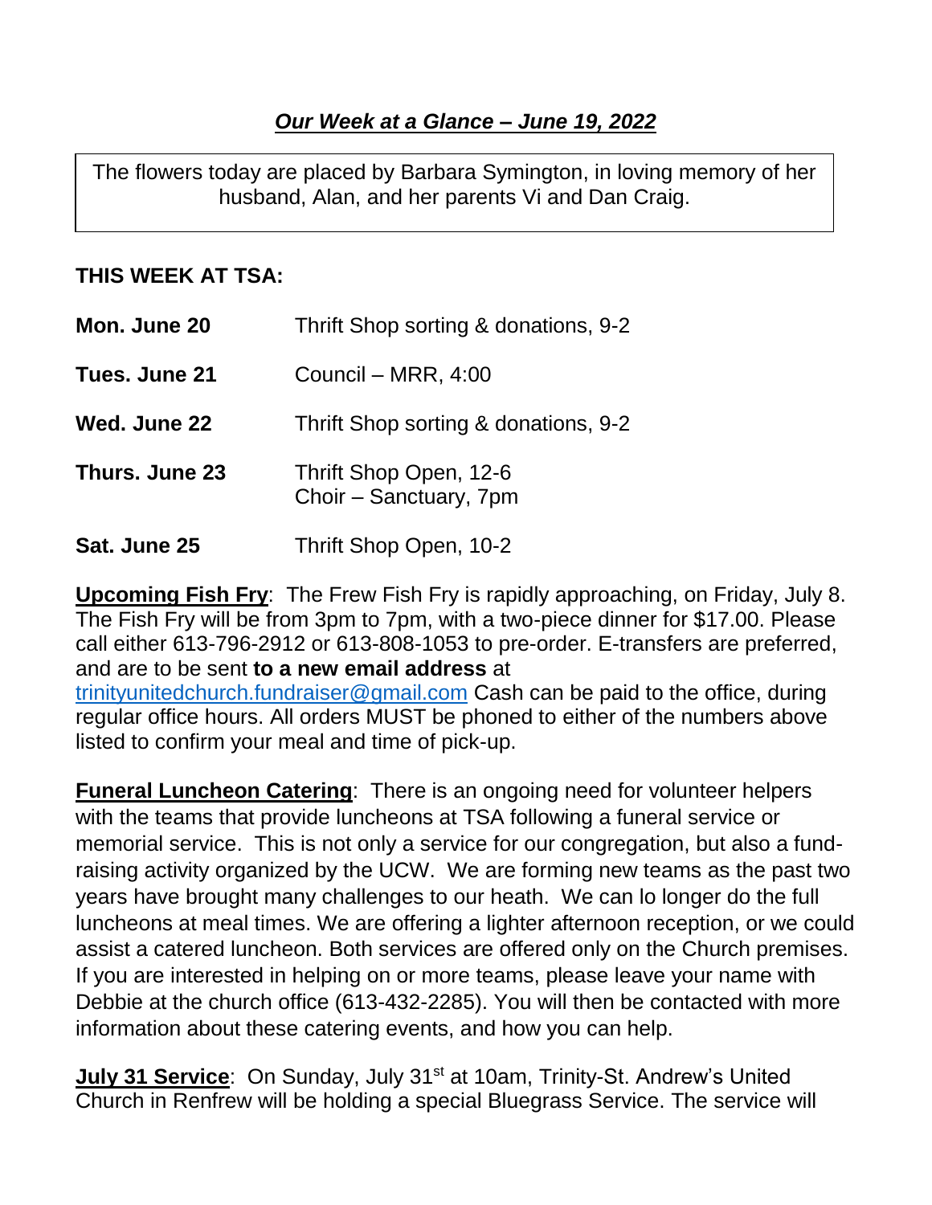## *Our Week at a Glance – June 19, 2022*

The flowers today are placed by Barbara Symington, in loving memory of her husband, Alan, and her parents Vi and Dan Craig.

**THIS WEEK AT TSA:**

| | |
|---|---|
| **Mon. June 20** | Thrift Shop sorting & donations, 9-2 |
| **Tues. June 21** | Council – MRR, 4:00 |
| **Wed. June 22** | Thrift Shop sorting & donations, 9-2 |
| **Thurs. June 23** | Thrift Shop Open, 12-6<br>Choir – Sanctuary, 7pm |
| **Sat. June 25** | Thrift Shop Open, 10-2 |

**Upcoming Fish Fry**: The Frew Fish Fry is rapidly approaching, on Friday, July 8. The Fish Fry will be from 3pm to 7pm, with a two-piece dinner for $17.00. Please call either 613-796-2912 or 613-808-1053 to pre-order. E-transfers are preferred, and are to be sent **to a new email address** at trinityunitedchurch.fundraiser@gmail.com Cash can be paid to the office, during regular office hours. All orders MUST be phoned to either of the numbers above listed to confirm your meal and time of pick-up.

**Funeral Luncheon Catering**: There is an ongoing need for volunteer helpers with the teams that provide luncheons at TSA following a funeral service or memorial service. This is not only a service for our congregation, but also a fund-raising activity organized by the UCW. We are forming new teams as the past two years have brought many challenges to our heath. We can lo longer do the full luncheons at meal times. We are offering a lighter afternoon reception, or we could assist a catered luncheon. Both services are offered only on the Church premises. If you are interested in helping on or more teams, please leave your name with Debbie at the church office (613-432-2285). You will then be contacted with more information about these catering events, and how you can help.

**July 31 Service**: On Sunday, July 31st at 10am, Trinity-St. Andrew's United Church in Renfrew will be holding a special Bluegrass Service. The service will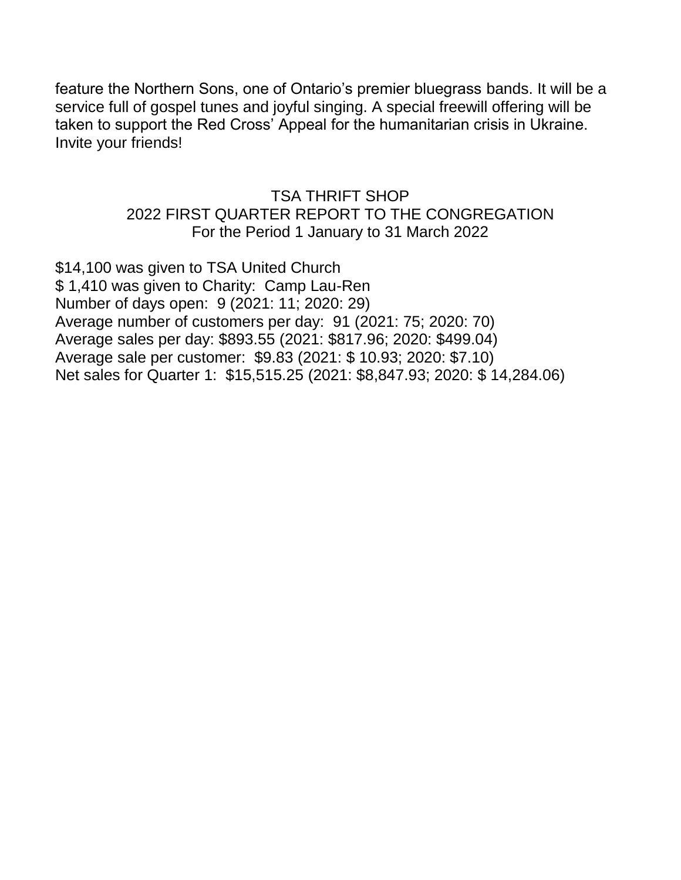feature the Northern Sons, one of Ontario's premier bluegrass bands. It will be a service full of gospel tunes and joyful singing. A special freewill offering will be taken to support the Red Cross' Appeal for the humanitarian crisis in Ukraine. Invite your friends!

## TSA THRIFT SHOP
## 2022 FIRST QUARTER REPORT TO THE CONGREGATION
For the Period 1 January to 31 March 2022

$14,100 was given to TSA United Church  
$ 1,410 was given to Charity: Camp Lau-Ren  
Number of days open: 9 (2021: 11; 2020: 29)  
Average number of customers per day: 91 (2021: 75; 2020: 70)  
Average sales per day: $893.55 (2021: $817.96; 2020: $499.04)  
Average sale per customer: $9.83 (2021: $ 10.93; 2020: $7.10)  
Net sales for Quarter 1: $15,515.25 (2021: $8,847.93; 2020: $ 14,284.06)